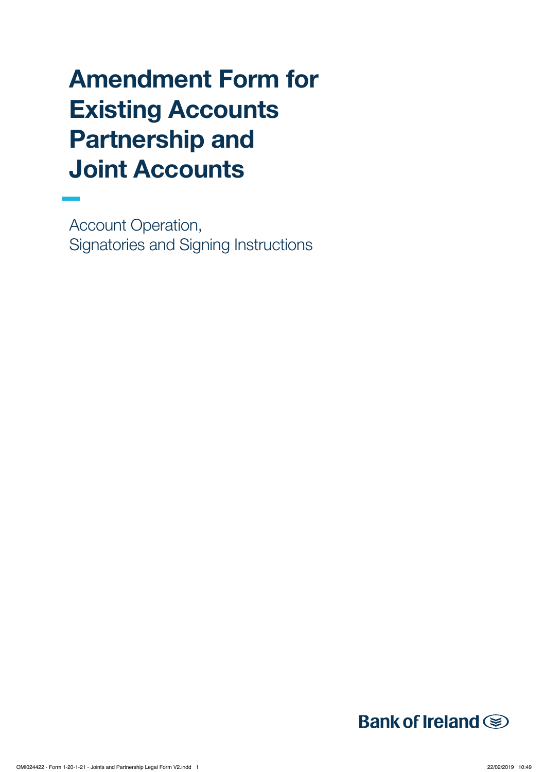# Amendment Form for Existing Accounts Partnership and Joint Accounts

Account Operation,
Signatories and Signing Instructions

Bank of Ireland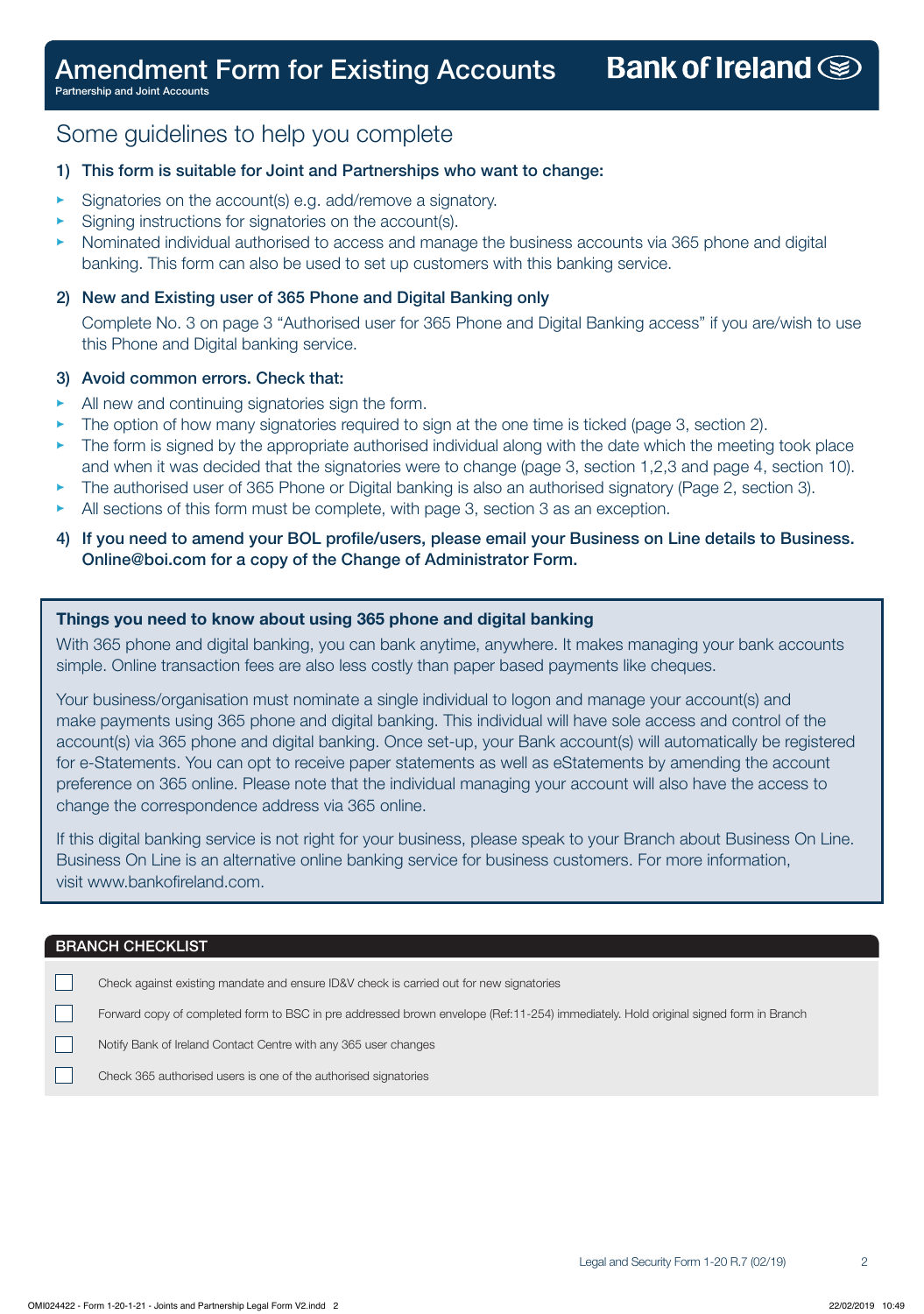# Amendment Form for Existing Accounts

Partnership and Joint Accounts

**Bank of Ireland**

## Some guidelines to help you complete

### 1) This form is suitable for Joint and Partnerships who want to change:

- Signatories on the account(s) e.g. add/remove a signatory.
- Signing instructions for signatories on the account(s).
- Nominated individual authorised to access and manage the business accounts via 365 phone and digital banking. This form can also be used to set up customers with this banking service.

### 2) New and Existing user of 365 Phone and Digital Banking only

Complete No. 3 on page 3 "Authorised user for 365 Phone and Digital Banking access" if you are/wish to use this Phone and Digital banking service.

### 3) Avoid common errors. Check that:

- All new and continuing signatories sign the form.
- The option of how many signatories required to sign at the one time is ticked (page 3, section 2).
- The form is signed by the appropriate authorised individual along with the date which the meeting took place and when it was decided that the signatories were to change (page 3, section 1,2,3 and page 4, section 10).
- The authorised user of 365 Phone or Digital banking is also an authorised signatory (Page 2, section 3).
- All sections of this form must be complete, with page 3, section 3 as an exception.

### 4) If you need to amend your BOL profile/users, please email your Business on Line details to Business.Online@boi.com for a copy of the Change of Administrator Form.

**Things you need to know about using 365 phone and digital banking**

With 365 phone and digital banking, you can bank anytime, anywhere. It makes managing your bank accounts simple. Online transaction fees are also less costly than paper based payments like cheques.

Your business/organisation must nominate a single individual to logon and manage your account(s) and make payments using 365 phone and digital banking. This individual will have sole access and control of the account(s) via 365 phone and digital banking. Once set-up, your Bank account(s) will automatically be registered for e-Statements. You can opt to receive paper statements as well as eStatements by amending the account preference on 365 online. Please note that the individual managing your account will also have the access to change the correspondence address via 365 online.

If this digital banking service is not right for your business, please speak to your Branch about Business On Line. Business On Line is an alternative online banking service for business customers. For more information, visit www.bankofireland.com.

**BRANCH CHECKLIST**

- ☐ Check against existing mandate and ensure ID&V check is carried out for new signatories
- ☐ Forward copy of completed form to BSC in pre addressed brown envelope (Ref:11-254) immediately. Hold original signed form in Branch
- ☐ Notify Bank of Ireland Contact Centre with any 365 user changes
- ☐ Check 365 authorised users is one of the authorised signatories

Legal and Security Form 1-20 R.7 (02/19)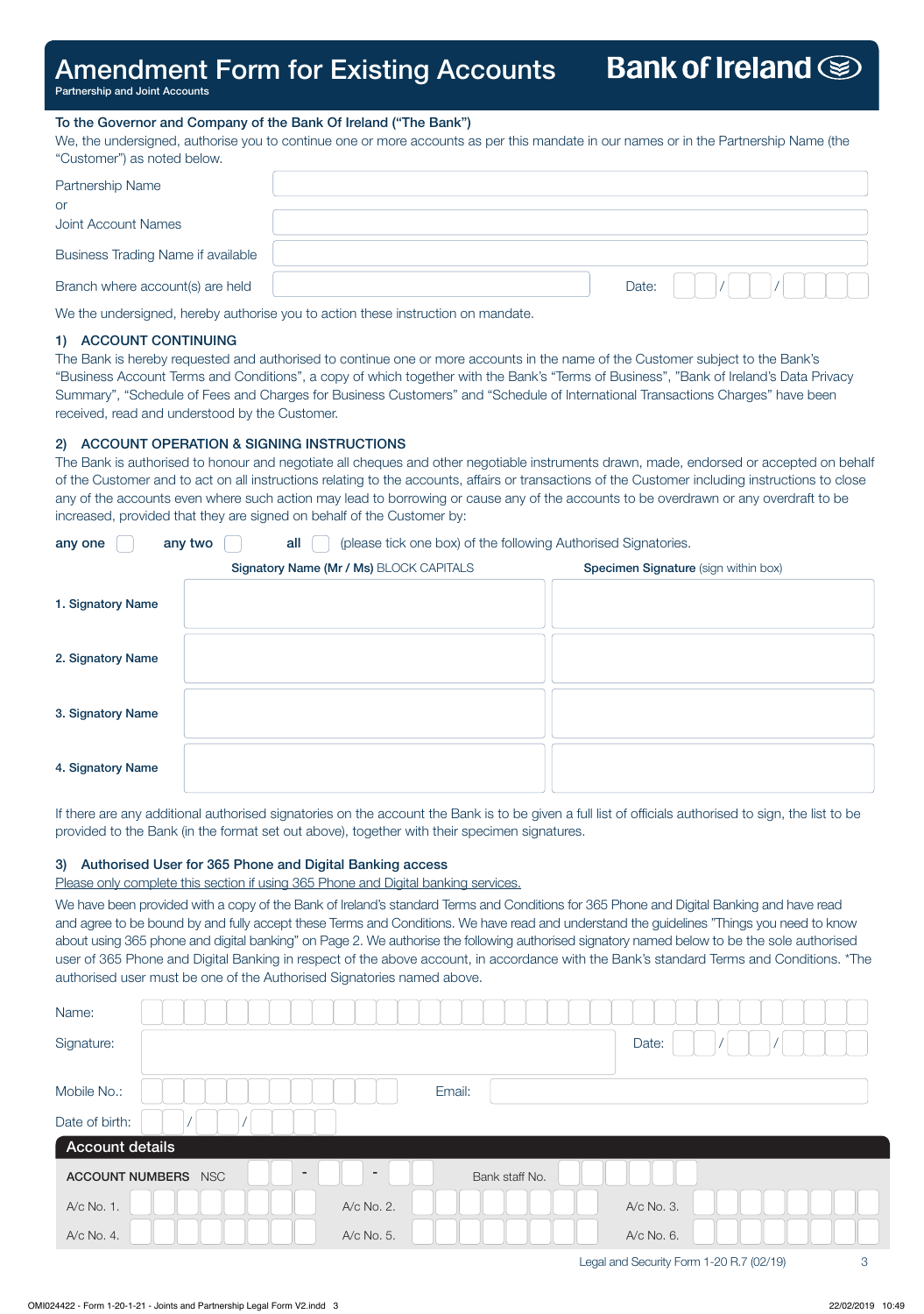# Amendment Form for Existing Accounts

Partnership and Joint Accounts

**Bank of Ireland**

To the Governor and Company of the Bank Of Ireland ("The Bank")

We, the undersigned, authorise you to continue one or more accounts as per this mandate in our names or in the Partnership Name (the "Customer") as noted below.

| | |
|---|---|
| Partnership Name | |
| or Joint Account Names | |
| Business Trading Name if available | |
| Branch where account(s) are held | Date: / / |

We the undersigned, hereby authorise you to action these instruction on mandate.

### 1) ACCOUNT CONTINUING

The Bank is hereby requested and authorised to continue one or more accounts in the name of the Customer subject to the Bank's "Business Account Terms and Conditions", a copy of which together with the Bank's "Terms of Business", "Bank of Ireland's Data Privacy Summary", "Schedule of Fees and Charges for Business Customers" and "Schedule of International Transactions Charges" have been received, read and understood by the Customer.

### 2) ACCOUNT OPERATION & SIGNING INSTRUCTIONS

The Bank is authorised to honour and negotiate all cheques and other negotiable instruments drawn, made, endorsed or accepted on behalf of the Customer and to act on all instructions relating to the accounts, affairs or transactions of the Customer including instructions to close any of the accounts even where such action may lead to borrowing or cause any of the accounts to be overdrawn or any overdraft to be increased, provided that they are signed on behalf of the Customer by:

**any one** ☐ **any two** ☐ **all** ☐ (please tick one box) of the following Authorised Signatories.

| | **Signatory Name (Mr / Ms)** BLOCK CAPITALS | **Specimen Signature** (sign within box) |
|---|---|---|
| **1. Signatory Name** | | |
| **2. Signatory Name** | | |
| **3. Signatory Name** | | |
| **4. Signatory Name** | | |

If there are any additional authorised signatories on the account the Bank is to be given a full list of officials authorised to sign, the list to be provided to the Bank (in the format set out above), together with their specimen signatures.

### 3) Authorised User for 365 Phone and Digital Banking access

Please only complete this section if using 365 Phone and Digital banking services.

We have been provided with a copy of the Bank of Ireland's standard Terms and Conditions for 365 Phone and Digital Banking and have read and agree to be bound by and fully accept these Terms and Conditions. We have read and understand the guidelines "Things you need to know about using 365 phone and digital banking" on Page 2. We authorise the following authorised signatory named below to be the sole authorised user of 365 Phone and Digital Banking in respect of the above account, in accordance with the Bank's standard Terms and Conditions. *The authorised user must be one of the Authorised Signatories named above.

Name:

Signature: Date: / /

Mobile No.: Email:

Date of birth: / /

**Account details**

| | | | | | |
|---|---|---|---|---|---|
| **ACCOUNT NUMBERS** NSC | - - | | Bank staff No. | | |
| A/c No. 1. | | A/c No. 2. | | A/c No. 3. | |
| A/c No. 4. | | A/c No. 5. | | A/c No. 6. | |

Legal and Security Form 1-20 R.7 (02/19)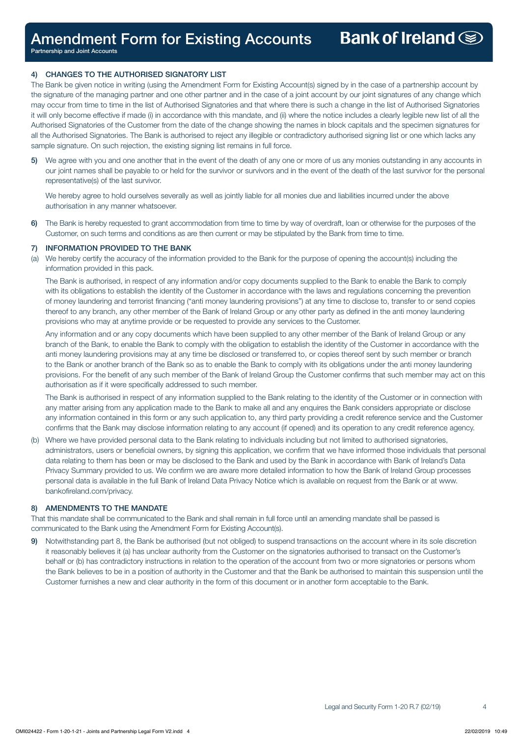# Amendment Form for Existing Accounts

Partnership and Joint Accounts

### 4) CHANGES TO THE AUTHORISED SIGNATORY LIST

The Bank be given notice in writing (using the Amendment Form for Existing Account(s) signed by in the case of a partnership account by the signature of the managing partner and one other partner and in the case of a joint account by our joint signatures of any change which may occur from time to time in the list of Authorised Signatories and that where there is such a change in the list of Authorised Signatories it will only become effective if made (i) in accordance with this mandate, and (ii) where the notice includes a clearly legible new list of all the Authorised Signatories of the Customer from the date of the change showing the names in block capitals and the specimen signatures for all the Authorised Signatories. The Bank is authorised to reject any illegible or contradictory authorised signing list or one which lacks any sample signature. On such rejection, the existing signing list remains in full force.

**5)** We agree with you and one another that in the event of the death of any one or more of us any monies outstanding in any accounts in our joint names shall be payable to or held for the survivor or survivors and in the event of the death of the last survivor for the personal representative(s) of the last survivor.

We hereby agree to hold ourselves severally as well as jointly liable for all monies due and liabilities incurred under the above authorisation in any manner whatsoever.

**6)** The Bank is hereby requested to grant accommodation from time to time by way of overdraft, loan or otherwise for the purposes of the Customer, on such terms and conditions as are then current or may be stipulated by the Bank from time to time.

### 7) INFORMATION PROVIDED TO THE BANK

(a) We hereby certify the accuracy of the information provided to the Bank for the purpose of opening the account(s) including the information provided in this pack.

The Bank is authorised, in respect of any information and/or copy documents supplied to the Bank to enable the Bank to comply with its obligations to establish the identity of the Customer in accordance with the laws and regulations concerning the prevention of money laundering and terrorist financing ("anti money laundering provisions") at any time to disclose to, transfer to or send copies thereof to any branch, any other member of the Bank of Ireland Group or any other party as defined in the anti money laundering provisions who may at anytime provide or be requested to provide any services to the Customer.

Any information and or any copy documents which have been supplied to any other member of the Bank of Ireland Group or any branch of the Bank, to enable the Bank to comply with the obligation to establish the identity of the Customer in accordance with the anti money laundering provisions may at any time be disclosed or transferred to, or copies thereof sent by such member or branch to the Bank or another branch of the Bank so as to enable the Bank to comply with its obligations under the anti money laundering provisions. For the benefit of any such member of the Bank of Ireland Group the Customer confirms that such member may act on this authorisation as if it were specifically addressed to such member.

The Bank is authorised in respect of any information supplied to the Bank relating to the identity of the Customer or in connection with any matter arising from any application made to the Bank to make all and any enquires the Bank considers appropriate or disclose any information contained in this form or any such application to, any third party providing a credit reference service and the Customer confirms that the Bank may disclose information relating to any account (if opened) and its operation to any credit reference agency.

(b) Where we have provided personal data to the Bank relating to individuals including but not limited to authorised signatories, administrators, users or beneficial owners, by signing this application, we confirm that we have informed those individuals that personal data relating to them has been or may be disclosed to the Bank and used by the Bank in accordance with Bank of Ireland's Data Privacy Summary provided to us. We confirm we are aware more detailed information to how the Bank of Ireland Group processes personal data is available in the full Bank of Ireland Data Privacy Notice which is available on request from the Bank or at www.bankofireland.com/privacy.

### 8) AMENDMENTS TO THE MANDATE

That this mandate shall be communicated to the Bank and shall remain in full force until an amending mandate shall be passed is communicated to the Bank using the Amendment Form for Existing Account(s).

**9)** Notwithstanding part 8, the Bank be authorised (but not obliged) to suspend transactions on the account where in its sole discretion it reasonably believes it (a) has unclear authority from the Customer on the signatories authorised to transact on the Customer's behalf or (b) has contradictory instructions in relation to the operation of the account from two or more signatories or persons whom the Bank believes to be in a position of authority in the Customer and that the Bank be authorised to maintain this suspension until the Customer furnishes a new and clear authority in the form of this document or in another form acceptable to the Bank.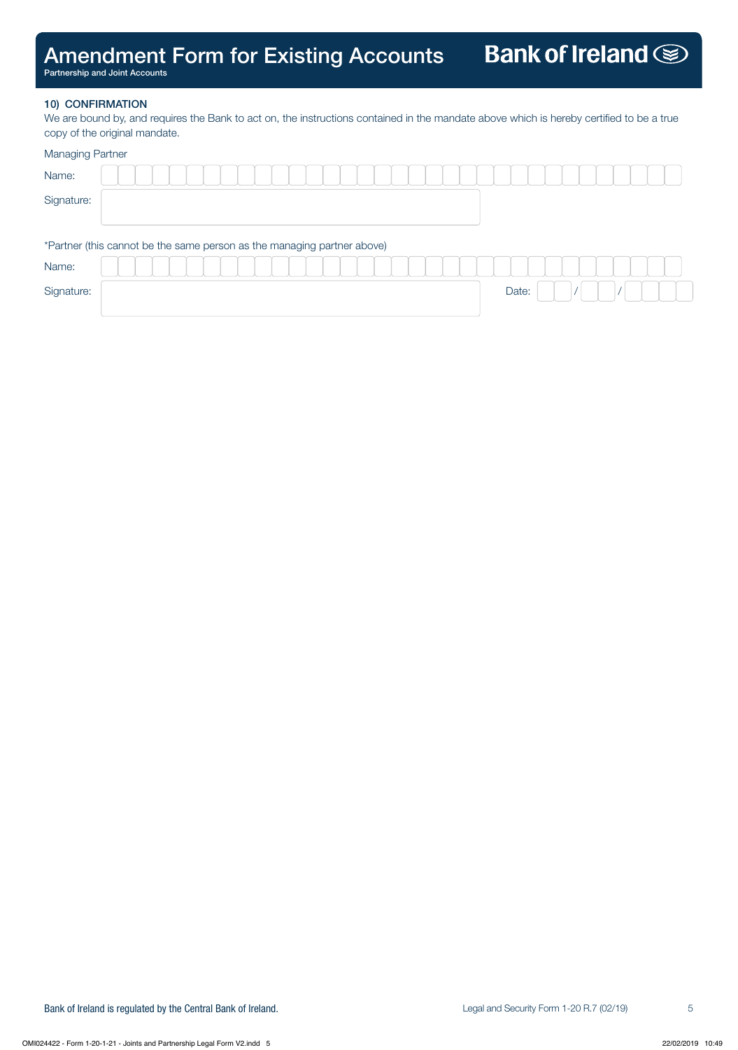# Amendment Form for Existing Accounts

Partnership and Joint Accounts

**Bank of Ireland**

### 10) CONFIRMATION

We are bound by, and requires the Bank to act on, the instructions contained in the mandate above which is hereby certified to be a true copy of the original mandate.

Managing Partner

Name:

Signature:

*Partner (this cannot be the same person as the managing partner above)

Name:

Signature:

Date: / /

Bank of Ireland is regulated by the Central Bank of Ireland.

Legal and Security Form 1-20 R.7 (02/19)